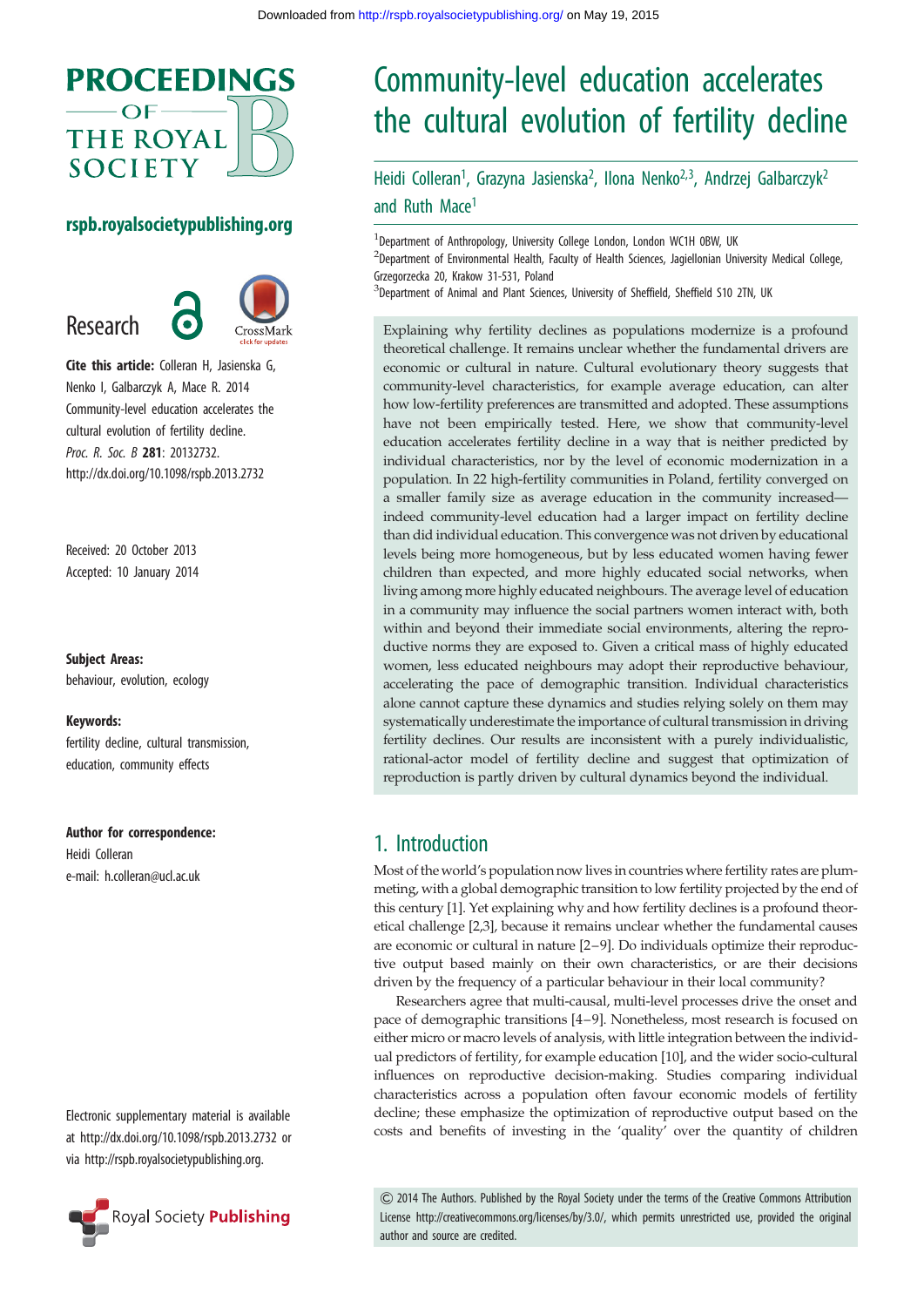# Community-level education accelerates the cultural evolution of fertility decline

Heidi Colleran[1], Grazyna Jasienska[2], Ilona Nenko[2,3], Andrzej Galbarczyk[2] and Ruth Mace[1]

[1]Department of Anthropology, University College London, London WC1H 0BW, UK
[2]Department of Environmental Health, Faculty of Health Sciences, Jagiellonian University Medical College, Grzegorzecka 20, Krakow 31-531, Poland
[3]Department of Animal and Plant Sciences, University of Sheffield, Sheffield S10 2TN, UK

**Research**

**Cite this article:** Colleran H, Jasienska G, Nenko I, Galbarczyk A, Mace R. 2014 Community-level education accelerates the cultural evolution of fertility decline. *Proc. R. Soc. B* **281**: 20132732. http://dx.doi.org/10.1098/rspb.2013.2732

Received: 20 October 2013
Accepted: 10 January 2014

**Subject Areas:**
behaviour, evolution, ecology

**Keywords:**
fertility decline, cultural transmission, education, community effects

**Author for correspondence:**
Heidi Colleran
e-mail: h.colleran@ucl.ac.uk

Electronic supplementary material is available at http://dx.doi.org/10.1098/rspb.2013.2732 or via http://rspb.royalsocietypublishing.org.

Explaining why fertility declines as populations modernize is a profound theoretical challenge. It remains unclear whether the fundamental drivers are economic or cultural in nature. Cultural evolutionary theory suggests that community-level characteristics, for example average education, can alter how low-fertility preferences are transmitted and adopted. These assumptions have not been empirically tested. Here, we show that community-level education accelerates fertility decline in a way that is neither predicted by individual characteristics, nor by the level of economic modernization in a population. In 22 high-fertility communities in Poland, fertility converged on a smaller family size as average education in the community increased—indeed community-level education had a larger impact on fertility decline than did individual education. This convergence was not driven by educational levels being more homogeneous, but by less educated women having fewer children than expected, and more highly educated social networks, when living among more highly educated neighbours. The average level of education in a community may influence the social partners women interact with, both within and beyond their immediate social environments, altering the reproductive norms they are exposed to. Given a critical mass of highly educated women, less educated neighbours may adopt their reproductive behaviour, accelerating the pace of demographic transition. Individual characteristics alone cannot capture these dynamics and studies relying solely on them may systematically underestimate the importance of cultural transmission in driving fertility declines. Our results are inconsistent with a purely individualistic, rational-actor model of fertility decline and suggest that optimization of reproduction is partly driven by cultural dynamics beyond the individual.

## 1. Introduction

Most of the world's population now lives in countries where fertility rates are plummeting, with a global demographic transition to low fertility projected by the end of this century [1]. Yet explaining why and how fertility declines is a profound theoretical challenge [2,3], because it remains unclear whether the fundamental causes are economic or cultural in nature [2–9]. Do individuals optimize their reproductive output based mainly on their own characteristics, or are their decisions driven by the frequency of a particular behaviour in their local community?

Researchers agree that multi-causal, multi-level processes drive the onset and pace of demographic transitions [4–9]. Nonetheless, most research is focused on either micro or macro levels of analysis, with little integration between the individual predictors of fertility, for example education [10], and the wider socio-cultural influences on reproductive decision-making. Studies comparing individual characteristics across a population often favour economic models of fertility decline; these emphasize the optimization of reproductive output based on the costs and benefits of investing in the 'quality' over the quantity of children

© 2014 The Authors. Published by the Royal Society under the terms of the Creative Commons Attribution License http://creativecommons.org/licenses/by/3.0/, which permits unrestricted use, provided the original author and source are credited.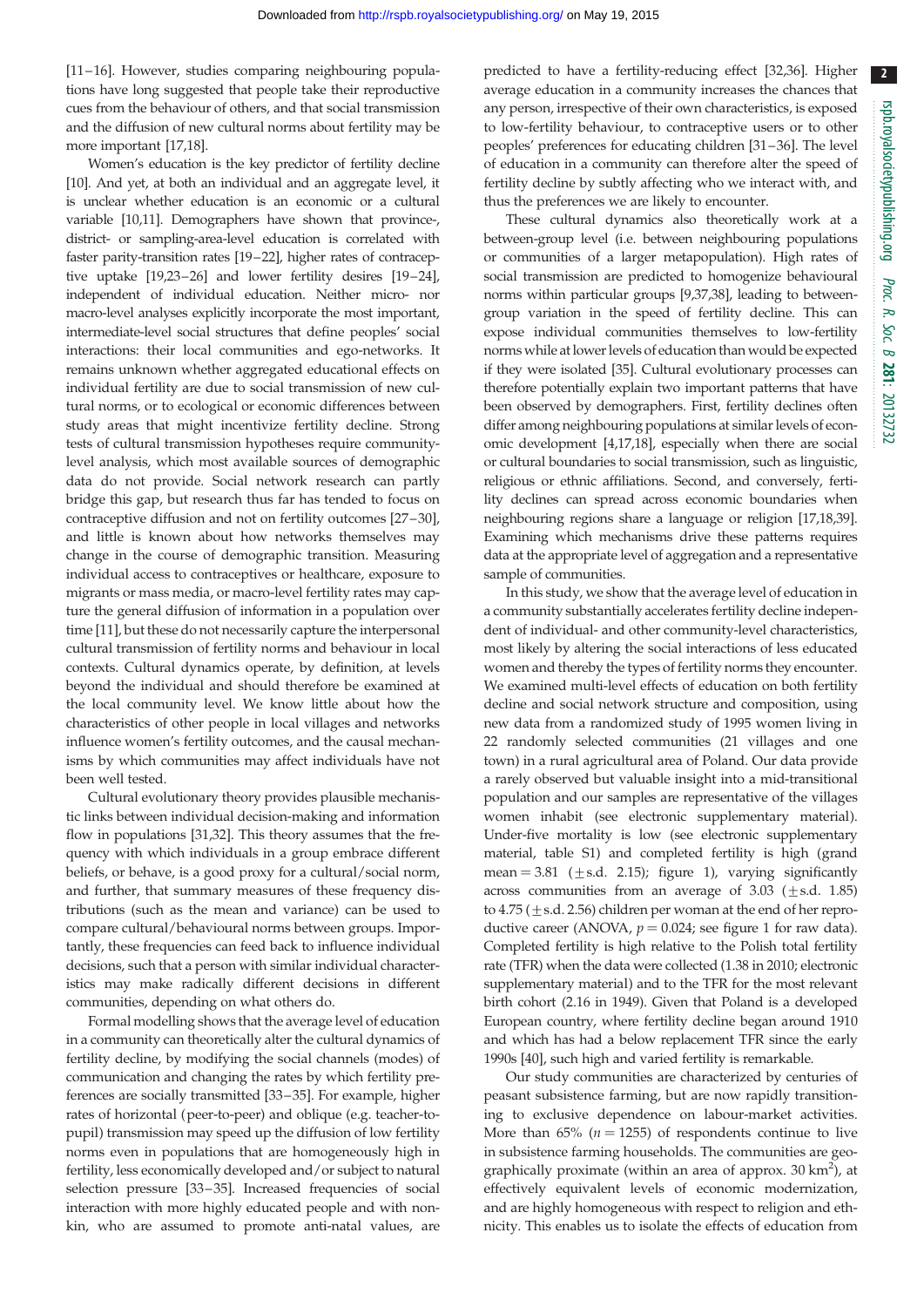[11–16]. However, studies comparing neighbouring populations have long suggested that people take their reproductive cues from the behaviour of others, and that social transmission and the diffusion of new cultural norms about fertility may be more important [17,18].

Women's education is the key predictor of fertility decline [10]. And yet, at both an individual and an aggregate level, it is unclear whether education is an economic or a cultural variable [10,11]. Demographers have shown that province-, district- or sampling-area-level education is correlated with faster parity-transition rates [19–22], higher rates of contraceptive uptake [19,23–26] and lower fertility desires [19–24], independent of individual education. Neither micro- nor macro-level analyses explicitly incorporate the most important, intermediate-level social structures that define peoples' social interactions: their local communities and ego-networks. It remains unknown whether aggregated educational effects on individual fertility are due to social transmission of new cultural norms, or to ecological or economic differences between study areas that might incentivize fertility decline. Strong tests of cultural transmission hypotheses require community-level analysis, which most available sources of demographic data do not provide. Social network research can partly bridge this gap, but research thus far has tended to focus on contraceptive diffusion and not on fertility outcomes [27–30], and little is known about how networks themselves may change in the course of demographic transition. Measuring individual access to contraceptives or healthcare, exposure to migrants or mass media, or macro-level fertility rates may capture the general diffusion of information in a population over time [11], but these do not necessarily capture the interpersonal cultural transmission of fertility norms and behaviour in local contexts. Cultural dynamics operate, by definition, at levels beyond the individual and should therefore be examined at the local community level. We know little about how the characteristics of other people in local villages and networks influence women's fertility outcomes, and the causal mechanisms by which communities may affect individuals have not been well tested.

Cultural evolutionary theory provides plausible mechanistic links between individual decision-making and information flow in populations [31,32]. This theory assumes that the frequency with which individuals in a group embrace different beliefs, or behave, is a good proxy for a cultural/social norm, and further, that summary measures of these frequency distributions (such as the mean and variance) can be used to compare cultural/behavioural norms between groups. Importantly, these frequencies can feed back to influence individual decisions, such that a person with similar individual characteristics may make radically different decisions in different communities, depending on what others do.

Formal modelling shows that the average level of education in a community can theoretically alter the cultural dynamics of fertility decline, by modifying the social channels (modes) of communication and changing the rates by which fertility preferences are socially transmitted [33–35]. For example, higher rates of horizontal (peer-to-peer) and oblique (e.g. teacher-to-pupil) transmission may speed up the diffusion of low fertility norms even in populations that are homogeneously high in fertility, less economically developed and/or subject to natural selection pressure [33–35]. Increased frequencies of social interaction with more highly educated people and with non-kin, who are assumed to promote anti-natal values, are predicted to have a fertility-reducing effect [32,36]. Higher average education in a community increases the chances that any person, irrespective of their own characteristics, is exposed to low-fertility behaviour, to contraceptive users or to other peoples' preferences for educating children [31–36]. The level of education in a community can therefore alter the speed of fertility decline by subtly affecting who we interact with, and thus the preferences we are likely to encounter.

These cultural dynamics also theoretically work at a between-group level (i.e. between neighbouring populations or communities of a larger metapopulation). High rates of social transmission are predicted to homogenize behavioural norms within particular groups [9,37,38], leading to between-group variation in the speed of fertility decline. This can expose individual communities themselves to low-fertility norms while at lower levels of education than would be expected if they were isolated [35]. Cultural evolutionary processes can therefore potentially explain two important patterns that have been observed by demographers. First, fertility declines often differ among neighbouring populations at similar levels of economic development [4,17,18], especially when there are social or cultural boundaries to social transmission, such as linguistic, religious or ethnic affiliations. Second, and conversely, fertility declines can spread across economic boundaries when neighbouring regions share a language or religion [17,18,39]. Examining which mechanisms drive these patterns requires data at the appropriate level of aggregation and a representative sample of communities.

In this study, we show that the average level of education in a community substantially accelerates fertility decline independent of individual- and other community-level characteristics, most likely by altering the social interactions of less educated women and thereby the types of fertility norms they encounter. We examined multi-level effects of education on both fertility decline and social network structure and composition, using new data from a randomized study of 1995 women living in 22 randomly selected communities (21 villages and one town) in a rural agricultural area of Poland. Our data provide a rarely observed but valuable insight into a mid-transitional population and our samples are representative of the villages women inhabit (see electronic supplementary material). Under-five mortality is low (see electronic supplementary material, table S1) and completed fertility is high (grand mean = 3.81 (±s.d. 2.15); figure 1), varying significantly across communities from an average of 3.03 (±s.d. 1.85) to 4.75 (±s.d. 2.56) children per woman at the end of her reproductive career (ANOVA, $p = 0.024$; see figure 1 for raw data). Completed fertility is high relative to the Polish total fertility rate (TFR) when the data were collected (1.38 in 2010; electronic supplementary material) and to the TFR for the most relevant birth cohort (2.16 in 1949). Given that Poland is a developed European country, where fertility decline began around 1910 and which has had a below replacement TFR since the early 1990s [40], such high and varied fertility is remarkable.

Our study communities are characterized by centuries of peasant subsistence farming, but are now rapidly transitioning to exclusive dependence on labour-market activities. More than 65% ($n = 1255$) of respondents continue to live in subsistence farming households. The communities are geographically proximate (within an area of approx. 30 km$^2$), at effectively equivalent levels of economic modernization, and are highly homogeneous with respect to religion and ethnicity. This enables us to isolate the effects of education from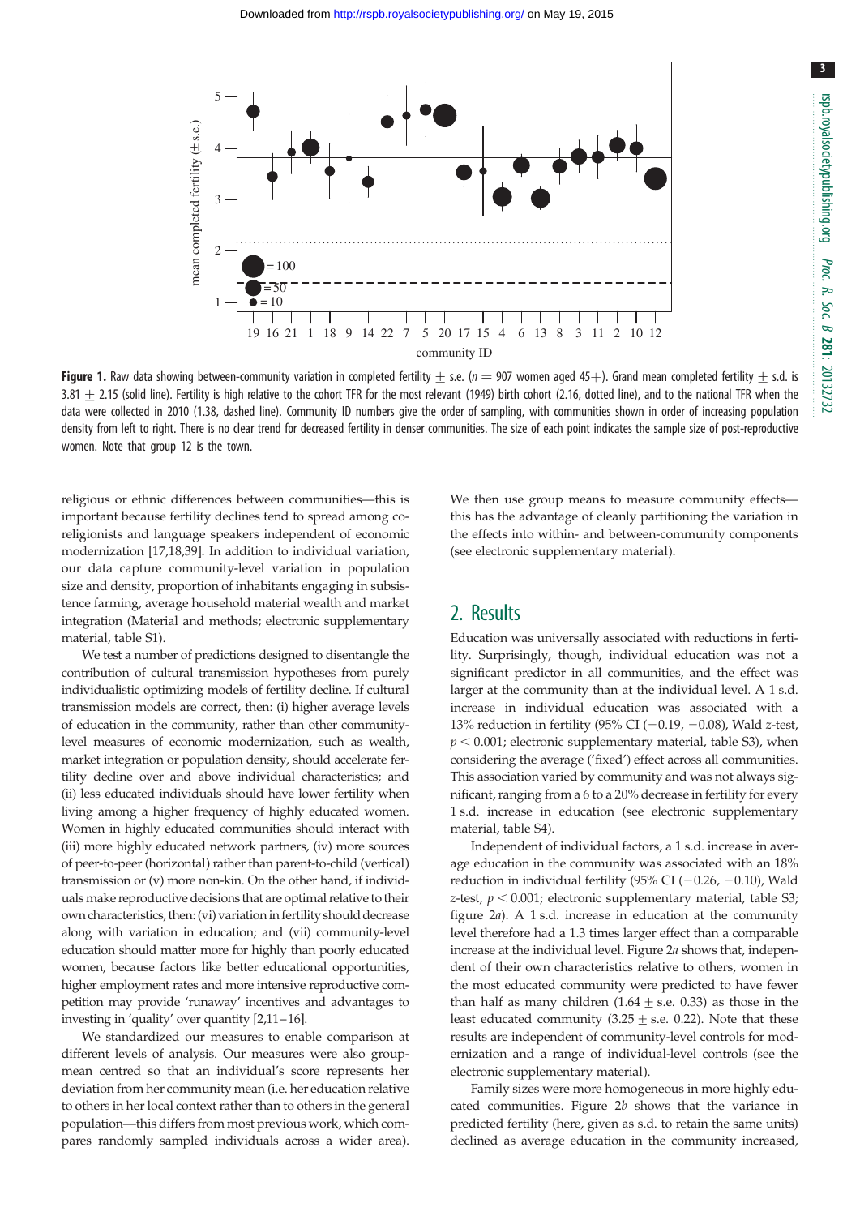**Figure 1.** Raw data showing between-community variation in completed fertility ± s.e. ($n = 907$ women aged 45+). Grand mean completed fertility ± s.d. is 3.81 ± 2.15 (solid line). Fertility is high relative to the cohort TFR for the most relevant (1949) birth cohort (2.16, dotted line), and to the national TFR when the data were collected in 2010 (1.38, dashed line). Community ID numbers give the order of sampling, with communities shown in order of increasing population density from left to right. There is no clear trend for decreased fertility in denser communities. The size of each point indicates the sample size of post-reproductive women. Note that group 12 is the town.

religious or ethnic differences between communities—this is important because fertility declines tend to spread among co-religionists and language speakers independent of economic modernization [17,18,39]. In addition to individual variation, our data capture community-level variation in population size and density, proportion of inhabitants engaging in subsistence farming, average household material wealth and market integration (Material and methods; electronic supplementary material, table S1).

We test a number of predictions designed to disentangle the contribution of cultural transmission hypotheses from purely individualistic optimizing models of fertility decline. If cultural transmission models are correct, then: (i) higher average levels of education in the community, rather than other community-level measures of economic modernization, such as wealth, market integration or population density, should accelerate fertility decline over and above individual characteristics; and (ii) less educated individuals should have lower fertility when living among a higher frequency of highly educated women. Women in highly educated communities should interact with (iii) more highly educated network partners, (iv) more sources of peer-to-peer (horizontal) rather than parent-to-child (vertical) transmission or (v) more non-kin. On the other hand, if individuals make reproductive decisions that are optimal relative to their own characteristics, then: (vi) variation in fertility should decrease along with variation in education; and (vii) community-level education should matter more for highly than poorly educated women, because factors like better educational opportunities, higher employment rates and more intensive reproductive competition may provide 'runaway' incentives and advantages to investing in 'quality' over quantity [2,11–16].

We standardized our measures to enable comparison at different levels of analysis. Our measures were also group-mean centred so that an individual's score represents her deviation from her community mean (i.e. her education relative to others in her local context rather than to others in the general population—this differs from most previous work, which compares randomly sampled individuals across a wider area). We then use group means to measure community effects—this has the advantage of cleanly partitioning the variation in the effects into within- and between-community components (see electronic supplementary material).

## 2. Results

Education was universally associated with reductions in fertility. Surprisingly, though, individual education was not a significant predictor in all communities, and the effect was larger at the community than at the individual level. A 1 s.d. increase in individual education was associated with a 13% reduction in fertility (95% CI (−0.19, −0.08), Wald $z$-test, $p < 0.001$; electronic supplementary material, table S3), when considering the average ('fixed') effect across all communities. This association varied by community and was not always significant, ranging from a 6 to a 20% decrease in fertility for every 1 s.d. increase in education (see electronic supplementary material, table S4).

Independent of individual factors, a 1 s.d. increase in average education in the community was associated with an 18% reduction in individual fertility (95% CI (−0.26, −0.10), Wald $z$-test, $p < 0.001$; electronic supplementary material, table S3; figure 2*a*). A 1 s.d. increase in education at the community level therefore had a 1.3 times larger effect than a comparable increase at the individual level. Figure 2*a* shows that, independent of their own characteristics relative to others, women in the most educated community were predicted to have fewer than half as many children (1.64 ± s.e. 0.33) as those in the least educated community (3.25 ± s.e. 0.22). Note that these results are independent of community-level controls for modernization and a range of individual-level controls (see the electronic supplementary material).

Family sizes were more homogeneous in more highly educated communities. Figure 2*b* shows that the variance in predicted fertility (here, given as s.d. to retain the same units) declined as average education in the community increased,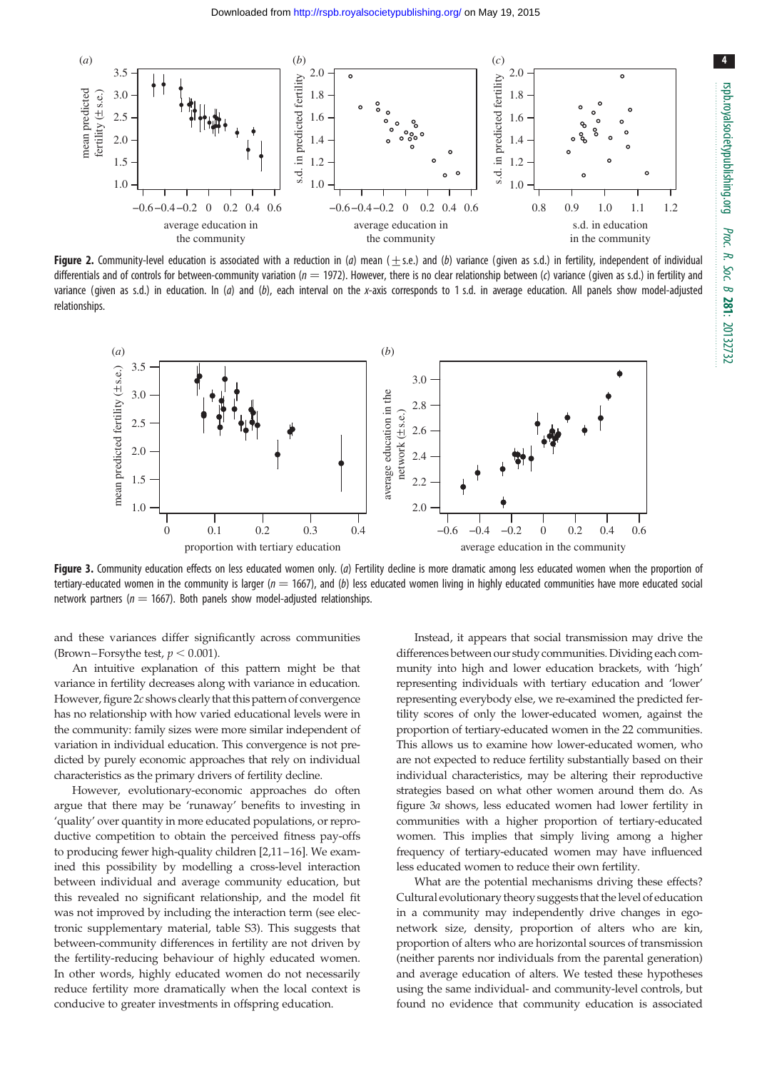(a)

mean predicted fertility (±s.e.)

3.5
3.0
2.5
2.0
1.5
1.0

−0.6 −0.4 −0.2 0 0.2 0.4 0.6

average education in the community

(b)

s.d. in predicted fertility

2.0
1.8
1.6
1.4
1.2
1.0

−0.6 −0.4 −0.2 0 0.2 0.4 0.6

average education in the community

(c)

s.d. in predicted fertility

2.0
1.8
1.6
1.4
1.2
1.0

0.8 0.9 1.0 1.1 1.2

s.d. in education in the community

**Figure 2.** Community-level education is associated with a reduction in (*a*) mean (±s.e.) and (*b*) variance (given as s.d.) in fertility, independent of individual differentials and of controls for between-community variation ($n = 1972$). However, there is no clear relationship between (*c*) variance (given as s.d.) in fertility and variance (given as s.d.) in education. In (*a*) and (*b*), each interval on the *x*-axis corresponds to 1 s.d. in average education. All panels show model-adjusted relationships.

(a)

mean predicted fertility (±s.e.)

3.5
3.0
2.5
2.0
1.5
1.0

0 0.1 0.2 0.3 0.4

proportion with tertiary education

(b)

average education in the network (±s.e.)

3.0
2.8
2.6
2.4
2.2
2.0

−0.6 −0.4 −0.2 0 0.2 0.4 0.6

average education in the community

**Figure 3.** Community education effects on less educated women only. (*a*) Fertility decline is more dramatic among less educated women when the proportion of tertiary-educated women in the community is larger ($n = 1667$), and (*b*) less educated women living in highly educated communities have more educated social network partners ($n = 1667$). Both panels show model-adjusted relationships.

and these variances differ significantly across communities (Brown–Forsythe test, $p < 0.001$).

An intuitive explanation of this pattern might be that variance in fertility decreases along with variance in education. However, figure 2*c* shows clearly that this pattern of convergence has no relationship with how varied educational levels were in the community: family sizes were more similar independent of variation in individual education. This convergence is not predicted by purely economic approaches that rely on individual characteristics as the primary drivers of fertility decline.

However, evolutionary-economic approaches do often argue that there may be 'runaway' benefits to investing in 'quality' over quantity in more educated populations, or reproductive competition to obtain the perceived fitness pay-offs to producing fewer high-quality children [2,11–16]. We examined this possibility by modelling a cross-level interaction between individual and average community education, but this revealed no significant relationship, and the model fit was not improved by including the interaction term (see electronic supplementary material, table S3). This suggests that between-community differences in fertility are not driven by the fertility-reducing behaviour of highly educated women. In other words, highly educated women do not necessarily reduce fertility more dramatically when the local context is conducive to greater investments in offspring education.

Instead, it appears that social transmission may drive the differences between our study communities. Dividing each community into high and lower education brackets, with 'high' representing individuals with tertiary education and 'lower' representing everybody else, we re-examined the predicted fertility scores of only the lower-educated women, against the proportion of tertiary-educated women in the 22 communities. This allows us to examine how lower-educated women, who are not expected to reduce fertility substantially based on their individual characteristics, may be altering their reproductive strategies based on what other women around them do. As figure 3*a* shows, less educated women had lower fertility in communities with a higher proportion of tertiary-educated women. This implies that simply living among a higher frequency of tertiary-educated women may have influenced less educated women to reduce their own fertility.

What are the potential mechanisms driving these effects? Cultural evolutionary theory suggests that the level of education in a community may independently drive changes in ego-network size, density, proportion of alters who are kin, proportion of alters who are horizontal sources of transmission (neither parents nor individuals from the parental generation) and average education of alters. We tested these hypotheses using the same individual- and community-level controls, but found no evidence that community education is associated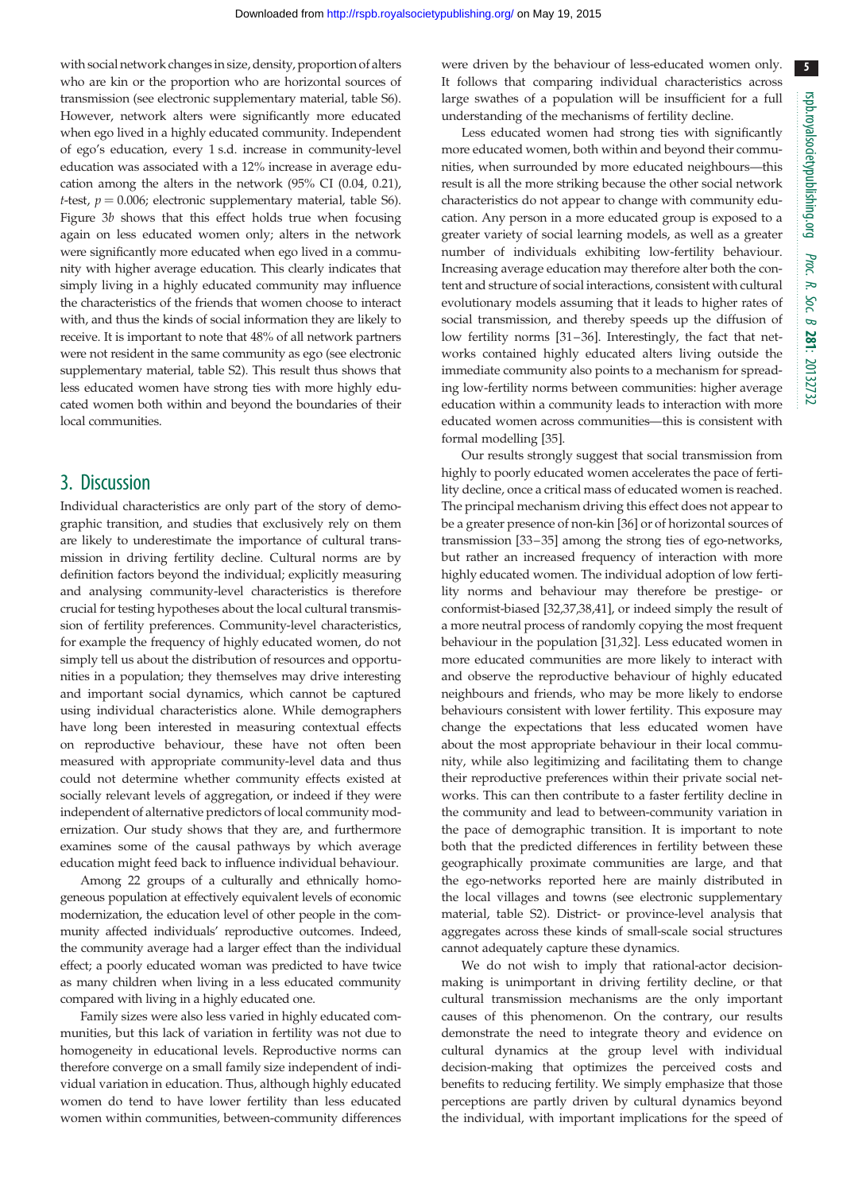with social network changes in size, density, proportion of alters who are kin or the proportion who are horizontal sources of transmission (see electronic supplementary material, table S6). However, network alters were significantly more educated when ego lived in a highly educated community. Independent of ego's education, every 1 s.d. increase in community-level education was associated with a 12% increase in average education among the alters in the network (95% CI (0.04, 0.21), $t$-test, $p = 0.006$; electronic supplementary material, table S6). Figure 3$b$ shows that this effect holds true when focusing again on less educated women only; alters in the network were significantly more educated when ego lived in a community with higher average education. This clearly indicates that simply living in a highly educated community may influence the characteristics of the friends that women choose to interact with, and thus the kinds of social information they are likely to receive. It is important to note that 48% of all network partners were not resident in the same community as ego (see electronic supplementary material, table S2). This result thus shows that less educated women have strong ties with more highly educated women both within and beyond the boundaries of their local communities.

## 3. Discussion

Individual characteristics are only part of the story of demographic transition, and studies that exclusively rely on them are likely to underestimate the importance of cultural transmission in driving fertility decline. Cultural norms are by definition factors beyond the individual; explicitly measuring and analysing community-level characteristics is therefore crucial for testing hypotheses about the local cultural transmission of fertility preferences. Community-level characteristics, for example the frequency of highly educated women, do not simply tell us about the distribution of resources and opportunities in a population; they themselves may drive interesting and important social dynamics, which cannot be captured using individual characteristics alone. While demographers have long been interested in measuring contextual effects on reproductive behaviour, these have not often been measured with appropriate community-level data and thus could not determine whether community effects existed at socially relevant levels of aggregation, or indeed if they were independent of alternative predictors of local community modernization. Our study shows that they are, and furthermore examines some of the causal pathways by which average education might feed back to influence individual behaviour.

Among 22 groups of a culturally and ethnically homogeneous population at effectively equivalent levels of economic modernization, the education level of other people in the community affected individuals' reproductive outcomes. Indeed, the community average had a larger effect than the individual effect; a poorly educated woman was predicted to have twice as many children when living in a less educated community compared with living in a highly educated one.

Family sizes were also less varied in highly educated communities, but this lack of variation in fertility was not due to homogeneity in educational levels. Reproductive norms can therefore converge on a small family size independent of individual variation in education. Thus, although highly educated women do tend to have lower fertility than less educated women within communities, between-community differences were driven by the behaviour of less-educated women only. It follows that comparing individual characteristics across large swathes of a population will be insufficient for a full understanding of the mechanisms of fertility decline.

Less educated women had strong ties with significantly more educated women, both within and beyond their communities, when surrounded by more educated neighbours—this result is all the more striking because the other social network characteristics do not appear to change with community education. Any person in a more educated group is exposed to a greater variety of social learning models, as well as a greater number of individuals exhibiting low-fertility behaviour. Increasing average education may therefore alter both the content and structure of social interactions, consistent with cultural evolutionary models assuming that it leads to higher rates of social transmission, and thereby speeds up the diffusion of low fertility norms [31–36]. Interestingly, the fact that networks contained highly educated alters living outside the immediate community also points to a mechanism for spreading low-fertility norms between communities: higher average education within a community leads to interaction with more educated women across communities—this is consistent with formal modelling [35].

Our results strongly suggest that social transmission from highly to poorly educated women accelerates the pace of fertility decline, once a critical mass of educated women is reached. The principal mechanism driving this effect does not appear to be a greater presence of non-kin [36] or of horizontal sources of transmission [33–35] among the strong ties of ego-networks, but rather an increased frequency of interaction with more highly educated women. The individual adoption of low fertility norms and behaviour may therefore be prestige- or conformist-biased [32,37,38,41], or indeed simply the result of a more neutral process of randomly copying the most frequent behaviour in the population [31,32]. Less educated women in more educated communities are more likely to interact with and observe the reproductive behaviour of highly educated neighbours and friends, who may be more likely to endorse behaviours consistent with lower fertility. This exposure may change the expectations that less educated women have about the most appropriate behaviour in their local community, while also legitimizing and facilitating them to change their reproductive preferences within their private social networks. This can then contribute to a faster fertility decline in the community and lead to between-community variation in the pace of demographic transition. It is important to note both that the predicted differences in fertility between these geographically proximate communities are large, and that the ego-networks reported here are mainly distributed in the local villages and towns (see electronic supplementary material, table S2). District- or province-level analysis that aggregates across these kinds of small-scale social structures cannot adequately capture these dynamics.

We do not wish to imply that rational-actor decision-making is unimportant in driving fertility decline, or that cultural transmission mechanisms are the only important causes of this phenomenon. On the contrary, our results demonstrate the need to integrate theory and evidence on cultural dynamics at the group level with individual decision-making that optimizes the perceived costs and benefits to reducing fertility. We simply emphasize that those perceptions are partly driven by cultural dynamics beyond the individual, with important implications for the speed of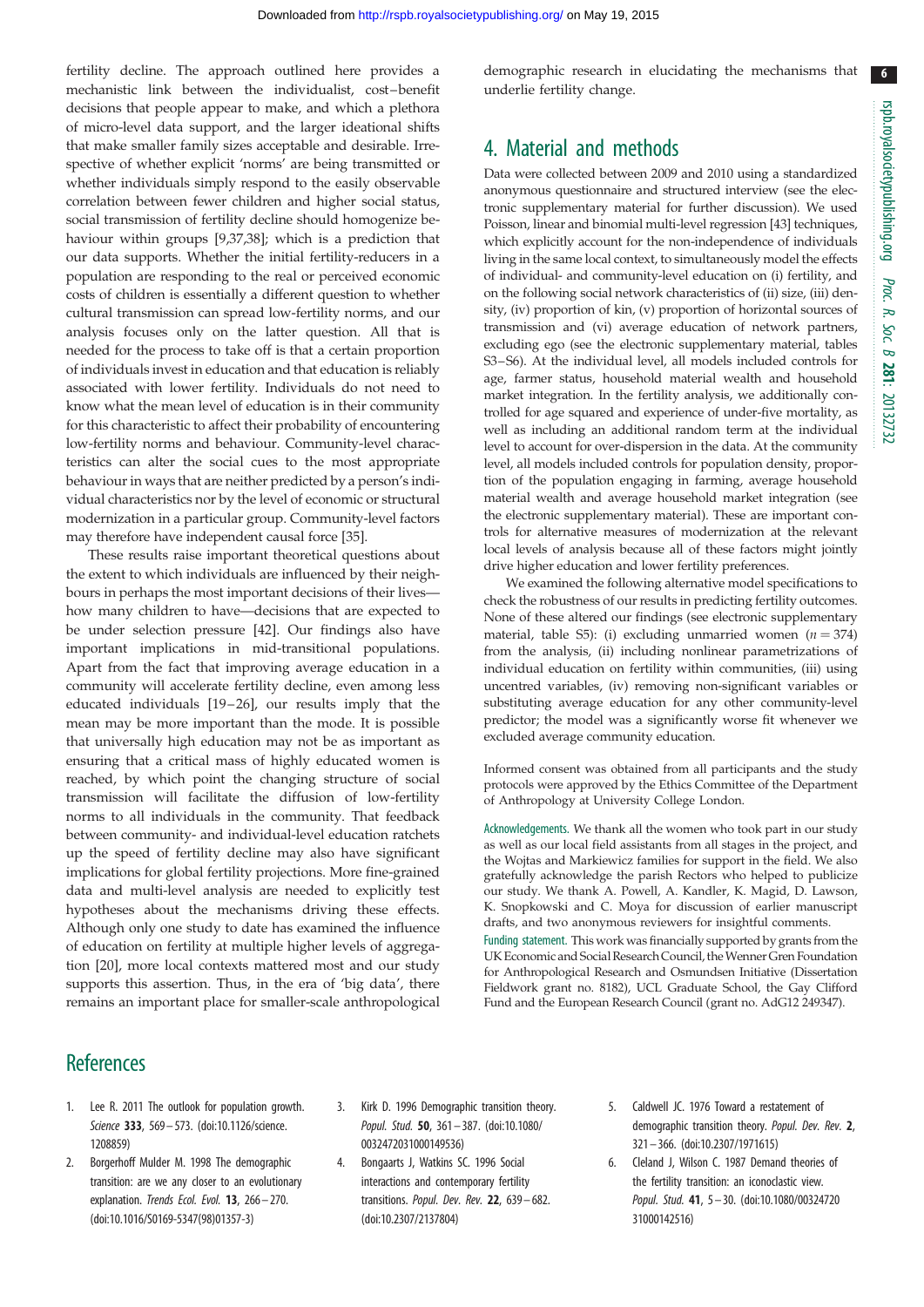fertility decline. The approach outlined here provides a mechanistic link between the individualist, cost–benefit decisions that people appear to make, and which a plethora of micro-level data support, and the larger ideational shifts that make smaller family sizes acceptable and desirable. Irrespective of whether explicit 'norms' are being transmitted or whether individuals simply respond to the easily observable correlation between fewer children and higher social status, social transmission of fertility decline should homogenize behaviour within groups [9,37,38]; which is a prediction that our data supports. Whether the initial fertility-reducers in a population are responding to the real or perceived economic costs of children is essentially a different question to whether cultural transmission can spread low-fertility norms, and our analysis focuses only on the latter question. All that is needed for the process to take off is that a certain proportion of individuals invest in education and that education is reliably associated with lower fertility. Individuals do not need to know what the mean level of education is in their community for this characteristic to affect their probability of encountering low-fertility norms and behaviour. Community-level characteristics can alter the social cues to the most appropriate behaviour in ways that are neither predicted by a person's individual characteristics nor by the level of economic or structural modernization in a particular group. Community-level factors may therefore have independent causal force [35].

These results raise important theoretical questions about the extent to which individuals are influenced by their neighbours in perhaps the most important decisions of their lives—how many children to have—decisions that are expected to be under selection pressure [42]. Our findings also have important implications in mid-transitional populations. Apart from the fact that improving average education in a community will accelerate fertility decline, even among less educated individuals [19–26], our results imply that the mean may be more important than the mode. It is possible that universally high education may not be as important as ensuring that a critical mass of highly educated women is reached, by which point the changing structure of social transmission will facilitate the diffusion of low-fertility norms to all individuals in the community. That feedback between community- and individual-level education ratchets up the speed of fertility decline may also have significant implications for global fertility projections. More fine-grained data and multi-level analysis are needed to explicitly test hypotheses about the mechanisms driving these effects. Although only one study to date has examined the influence of education on fertility at multiple higher levels of aggregation [20], more local contexts mattered most and our study supports this assertion. Thus, in the era of 'big data', there remains an important place for smaller-scale anthropological demographic research in elucidating the mechanisms that underlie fertility change.

## 4. Material and methods

Data were collected between 2009 and 2010 using a standardized anonymous questionnaire and structured interview (see the electronic supplementary material for further discussion). We used Poisson, linear and binomial multi-level regression [43] techniques, which explicitly account for the non-independence of individuals living in the same local context, to simultaneously model the effects of individual- and community-level education on (i) fertility, and on the following social network characteristics of (ii) size, (iii) density, (iv) proportion of kin, (v) proportion of horizontal sources of transmission and (vi) average education of network partners, excluding ego (see the electronic supplementary material, tables S3–S6). At the individual level, all models included controls for age, farmer status, household material wealth and household market integration. In the fertility analysis, we additionally controlled for age squared and experience of under-five mortality, as well as including an additional random term at the individual level to account for over-dispersion in the data. At the community level, all models included controls for population density, proportion of the population engaging in farming, average household material wealth and average household market integration (see the electronic supplementary material). These are important controls for alternative measures of modernization at the relevant local levels of analysis because all of these factors might jointly drive higher education and lower fertility preferences.

We examined the following alternative model specifications to check the robustness of our results in predicting fertility outcomes. None of these altered our findings (see electronic supplementary material, table S5): (i) excluding unmarried women ($n = 374$) from the analysis, (ii) including nonlinear parametrizations of individual education on fertility within communities, (iii) using uncentred variables, (iv) removing non-significant variables or substituting average education for any other community-level predictor; the model was a significantly worse fit whenever we excluded average community education.

Informed consent was obtained from all participants and the study protocols were approved by the Ethics Committee of the Department of Anthropology at University College London.

Acknowledgements. We thank all the women who took part in our study as well as our local field assistants from all stages in the project, and the Wojtas and Markiewicz families for support in the field. We also gratefully acknowledge the parish Rectors who helped to publicize our study. We thank A. Powell, A. Kandler, K. Magid, D. Lawson, K. Snopkowski and C. Moya for discussion of earlier manuscript drafts, and two anonymous reviewers for insightful comments.

Funding statement. This work was financially supported by grants from the UK Economic and Social Research Council, the Wenner Gren Foundation for Anthropological Research and Osmundsen Initiative (Dissertation Fieldwork grant no. 8182), UCL Graduate School, the Gay Clifford Fund and the European Research Council (grant no. AdG12 249347).

## References

1. Lee R. 2011 The outlook for population growth. *Science* **333**, 569–573. (doi:10.1126/science.1208859)
2. Borgerhoff Mulder M. 1998 The demographic transition: are we any closer to an evolutionary explanation. *Trends Ecol. Evol.* **13**, 266–270. (doi:10.1016/S0169-5347(98)01357-3)
3. Kirk D. 1996 Demographic transition theory. *Popul. Stud.* **50**, 361–387. (doi:10.1080/0032472031000149536)
4. Bongaarts J, Watkins SC. 1996 Social interactions and contemporary fertility transitions. *Popul. Dev. Rev.* **22**, 639–682. (doi:10.2307/2137804)
5. Caldwell JC. 1976 Toward a restatement of demographic transition theory. *Popul. Dev. Rev.* **2**, 321–366. (doi:10.2307/1971615)
6. Cleland J, Wilson C. 1987 Demand theories of the fertility transition: an iconoclastic view. *Popul. Stud.* **41**, 5–30. (doi:10.1080/0032472031000142516)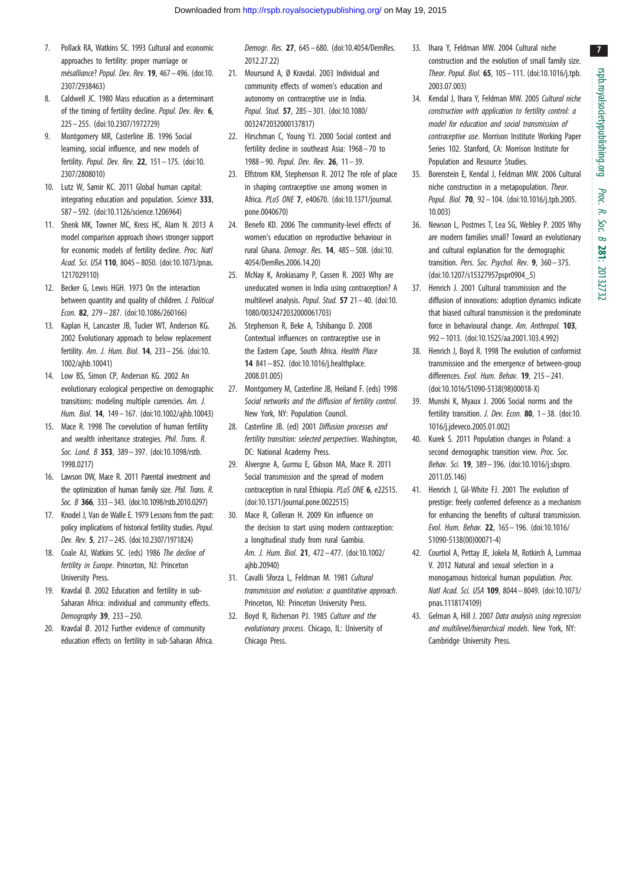7. Pollack RA, Watkins SC. 1993 Cultural and economic approaches to fertility: proper marriage or *mésalliance*? *Popul. Dev. Rev.* **19**, 467–496. (doi:10.2307/2938463)
8. Caldwell JC. 1980 Mass education as a determinant of the timing of fertility decline. *Popul. Dev. Rev.* **6**, 225–255. (doi:10.2307/1972729)
9. Montgomery MR, Casterline JB. 1996 Social learning, social influence, and new models of fertility. *Popul. Dev. Rev.* **22**, 151–175. (doi:10.2307/2808010)
10. Lutz W, Samir KC. 2011 Global human capital: integrating education and population. *Science* **333**, 587–592. (doi:10.1126/science.1206964)
11. Shenk MK, Towner MC, Kress HC, Alam N. 2013 A model comparison approach shows stronger support for economic models of fertility decline. *Proc. Natl Acad. Sci. USA* **110**, 8045–8050. (doi:10.1073/pnas.1217029110)
12. Becker G, Lewis HGH. 1973 On the interaction between quantity and quality of children. *J. Political Econ.* **82**, 279–287. (doi:10.1086/260166)
13. Kaplan H, Lancaster JB, Tucker WT, Anderson KG. 2002 Evolutionary approach to below replacement fertility. *Am. J. Hum. Biol.* **14**, 233–256. (doi:10.1002/ajhb.10041)
14. Low BS, Simon CP, Anderson KG. 2002 An evolutionary ecological perspective on demographic transitions: modeling multiple currencies. *Am. J. Hum. Biol.* **14**, 149–167. (doi:10.1002/ajhb.10043)
15. Mace R. 1998 The coevolution of human fertility and wealth inheritance strategies. *Phil. Trans. R. Soc. Lond. B* **353**, 389–397. (doi:10.1098/rstb.1998.0217)
16. Lawson DW, Mace R. 2011 Parental investment and the optimization of human family size. *Phil. Trans. R. Soc. B* **366**, 333–343. (doi:10.1098/rstb.2010.0297)
17. Knodel J, Van de Walle E. 1979 Lessons from the past: policy implications of historical fertility studies. *Popul. Dev. Rev.* **5**, 217–245. (doi:10.2307/1971824)
18. Coale AJ, Watkins SC. (eds) 1986 *The decline of fertility in Europe*. Princeton, NJ: Princeton University Press.
19. Kravdal Ø. 2002 Education and fertility in sub-Saharan Africa: individual and community effects. *Demography* **39**, 233–250.
20. Kravdal Ø. 2012 Further evidence of community education effects on fertility in sub-Saharan Africa. *Demogr. Res.* **27**, 645–680. (doi:10.4054/DemRes.2012.27.22)
21. Moursund A, Ø Kravdal. 2003 Individual and community effects of women's education and autonomy on contraceptive use in India. *Popul. Stud.* **57**, 285–301. (doi:10.1080/0032472032000137817)
22. Hirschman C, Young YJ. 2000 Social context and fertility decline in southeast Asia: 1968–70 to 1988–90. *Popul. Dev. Rev.* **26**, 11–39.
23. Elfstrom KM, Stephenson R. 2012 The role of place in shaping contraceptive use among women in Africa. *PLoS ONE* **7**, e40670. (doi:10.1371/journal.pone.0040670)
24. Benefo KD. 2006 The community-level effects of women's education on reproductive behaviour in rural Ghana. *Demogr. Res.* **14**, 485–508. (doi:10.4054/DemRes.2006.14.20)
25. McNay K, Arokiasamy P, Cassen R. 2003 Why are uneducated women in India using contraception? A multilevel analysis. *Popul. Stud.* **57** 21–40. (doi:10.1080/0032472032000061703)
26. Stephenson R, Beke A, Tshibangu D. 2008 Contextual influences on contraceptive use in the Eastern Cape, South Africa. *Health Place* **14** 841–852. (doi:10.1016/j.healthplace.2008.01.005)
27. Montgomery M, Casterline JB, Heiland F. (eds) 1998 *Social networks and the diffusion of fertility control*. New York, NY: Population Council.
28. Casterline JB. (ed) 2001 *Diffusion processes and fertility transition: selected perspectives*. Washington, DC: National Academy Press.
29. Alvergne A, Gurmu E, Gibson MA, Mace R. 2011 Social transmission and the spread of modern contraception in rural Ethiopia. *PLoS ONE* **6**, e22515. (doi:10.1371/journal.pone.0022515)
30. Mace R, Colleran H. 2009 Kin influence on the decision to start using modern contraception: a longitudinal study from rural Gambia. *Am. J. Hum. Biol.* **21**, 472–477. (doi:10.1002/ajhb.20940)
31. Cavalli Sforza L, Feldman M. 1981 *Cultural transmission and evolution: a quantitative approach*. Princeton, NJ: Princeton University Press.
32. Boyd R, Richerson PJ. 1985 *Culture and the evolutionary process*. Chicago, IL: University of Chicago Press.
33. Ihara Y, Feldman MW. 2004 Cultural niche construction and the evolution of small family size. *Theor. Popul. Biol.* **65**, 105–111. (doi:10.1016/j.tpb.2003.07.003)
34. Kendal J, Ihara Y, Feldman MW. 2005 *Cultural niche construction with application to fertility control: a model for education and social transmission of contraceptive use*. Morrison Institute Working Paper Series 102. Stanford, CA: Morrison Institute for Population and Resource Studies.
35. Borenstein E, Kendal J, Feldman MW. 2006 Cultural niche construction in a metapopulation. *Theor. Popul. Biol.* **70**, 92–104. (doi:10.1016/j.tpb.2005.10.003)
36. Newson L, Postmes T, Lea SG, Webley P. 2005 Why are modern families small? Toward an evolutionary and cultural explanation for the demographic transition. *Pers. Soc. Psychol. Rev.* **9**, 360–375. (doi:10.1207/s15327957pspr0904_5)
37. Henrich J. 2001 Cultural transmission and the diffusion of innovations: adoption dynamics indicate that biased cultural transmission is the predominate force in behavioural change. *Am. Anthropol.* **103**, 992–1013. (doi:10.1525/aa.2001.103.4.992)
38. Henrich J, Boyd R. 1998 The evolution of conformist transmission and the emergence of between-group differences. *Evol. Hum. Behav.* **19**, 215–241. (doi:10.1016/S1090-5138(98)00018-X)
39. Munshi K, Myaux J. 2006 Social norms and the fertility transition. *J. Dev. Econ.* **80**, 1–38. (doi:10.1016/j.jdeveco.2005.01.002)
40. Kurek S. 2011 Population changes in Poland: a second demographic transition view. *Proc. Soc. Behav. Sci.* **19**, 389–396. (doi:10.1016/j.sbspro.2011.05.146)
41. Henrich J, Gil-White FJ. 2001 The evolution of prestige: freely conferred deference as a mechanism for enhancing the benefits of cultural transmission. *Evol. Hum. Behav.* **22**, 165–196. (doi:10.1016/S1090-5138(00)00071-4)
42. Courtiol A, Pettay JE, Jokela M, Rotkirch A, Lummaa V. 2012 Natural and sexual selection in a monogamous historical human population. *Proc. Natl Acad. Sci. USA* **109**, 8044–8049. (doi:10.1073/pnas.1118174109)
43. Gelman A, Hill J. 2007 *Data analysis using regression and multilevel/hierarchical models*. New York, NY: Cambridge University Press.